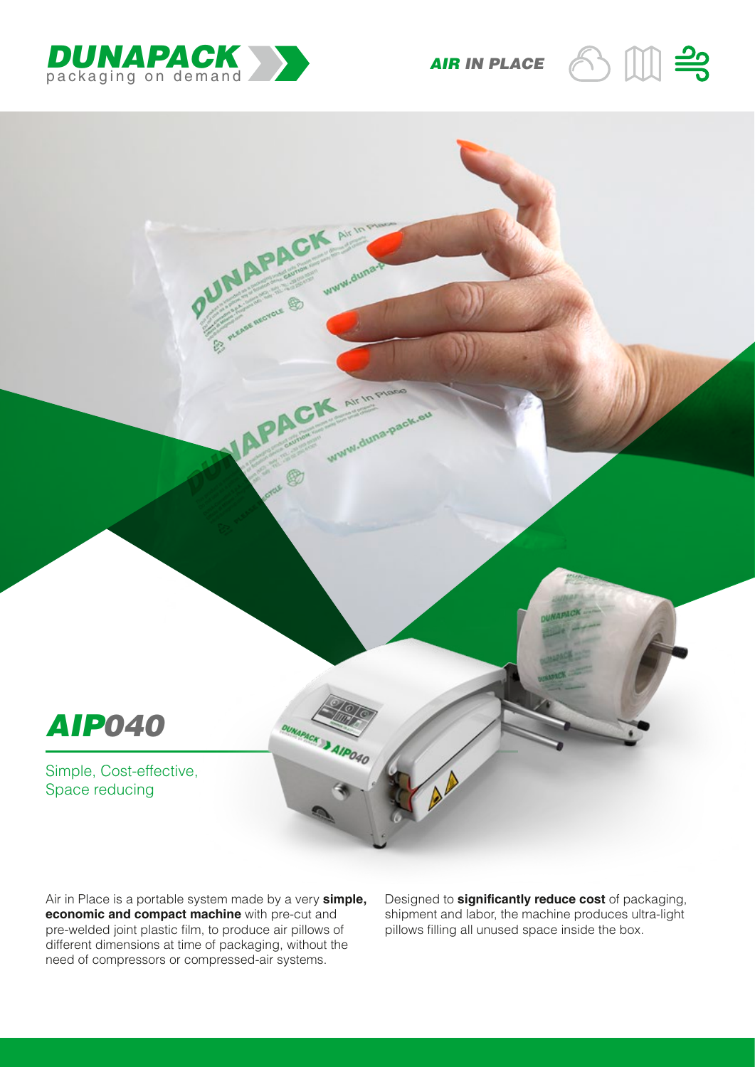DUNAPACK packaging on demand

AIR IN PLACE

# AIP040

Simple, Cost-effective, Space reducing

Air in Place is a portable system made by a very **simple, economic and compact machine** with pre-cut and pre-welded joint plastic film, to produce air pillows of different dimensions at time of packaging, without the need of compressors or compressed-air systems.

Designed to **significantly reduce cost** of packaging, shipment and labor, the machine produces ultra-light pillows filling all unused space inside the box.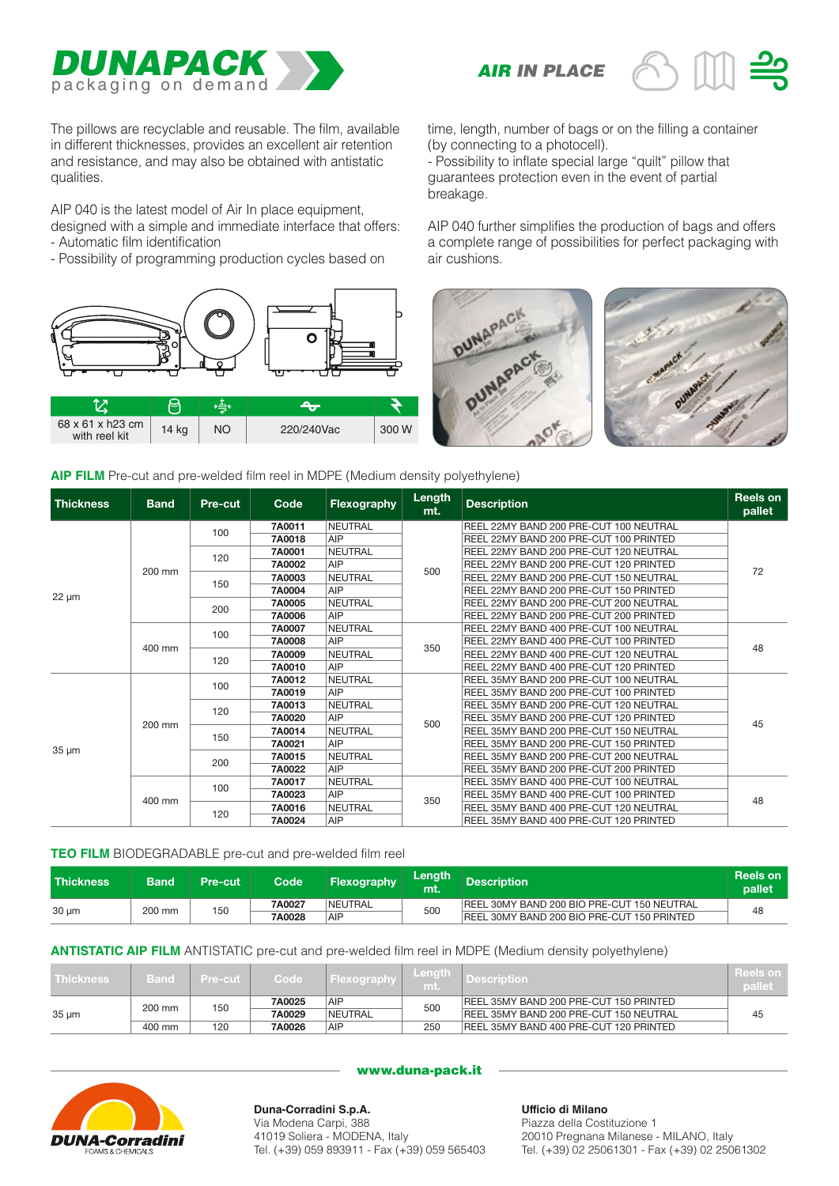The pillows are recyclable and reusable. The film, available in different thicknesses, provides an excellent air retention and resistance, and may also be obtained with antistatic qualities.

AIP 040 is the latest model of Air In place equipment, designed with a simple and immediate interface that offers:
- Automatic film identification
- Possibility of programming production cycles based on time, length, number of bags or on the filling a container (by connecting to a photocell).
- Possibility to inflate special large "quilt" pillow that guarantees protection even in the event of partial breakage.

AIP 040 further simplifies the production of bags and offers a complete range of possibilities for perfect packaging with air cushions.

| | | | | |
|---|---|---|---|---|
| 68 x 61 x h23 cm with reel kit | 14 kg | NO | 220/240Vac | 300 W |

## AIP FILM Pre-cut and pre-welded film reel in MDPE (Medium density polyethylene)

| Thickness | Band | Pre-cut | Code | Flexography | Length mt. | Description | Reels on pallet |
|---|---|---|---|---|---|---|---|
| 22 µm | 200 mm | 100 | 7A0011 | NEUTRAL | 500 | REEL 22MY BAND 200 PRE-CUT 100 NEUTRAL | 72 |
| | | | 7A0018 | AIP | | REEL 22MY BAND 200 PRE-CUT 100 PRINTED | |
| | | 120 | 7A0001 | NEUTRAL | | REEL 22MY BAND 200 PRE-CUT 120 NEUTRAL | |
| | | | 7A0002 | AIP | | REEL 22MY BAND 200 PRE-CUT 120 PRINTED | |
| | | 150 | 7A0003 | NEUTRAL | | REEL 22MY BAND 200 PRE-CUT 150 NEUTRAL | |
| | | | 7A0004 | AIP | | REEL 22MY BAND 200 PRE-CUT 150 PRINTED | |
| | | 200 | 7A0005 | NEUTRAL | | REEL 22MY BAND 200 PRE-CUT 200 NEUTRAL | |
| | | | 7A0006 | AIP | | REEL 22MY BAND 200 PRE-CUT 200 PRINTED | |
| | 400 mm | 100 | 7A0007 | NEUTRAL | 350 | REEL 22MY BAND 400 PRE-CUT 100 NEUTRAL | 48 |
| | | | 7A0008 | AIP | | REEL 22MY BAND 400 PRE-CUT 100 PRINTED | |
| | | 120 | 7A0009 | NEUTRAL | | REEL 22MY BAND 400 PRE-CUT 120 NEUTRAL | |
| | | | 7A0010 | AIP | | REEL 22MY BAND 400 PRE-CUT 120 PRINTED | |
| 35 µm | 200 mm | 100 | 7A0012 | NEUTRAL | 500 | REEL 35MY BAND 200 PRE-CUT 100 NEUTRAL | 45 |
| | | | 7A0019 | AIP | | REEL 35MY BAND 200 PRE-CUT 100 PRINTED | |
| | | 120 | 7A0013 | NEUTRAL | | REEL 35MY BAND 200 PRE-CUT 120 NEUTRAL | |
| | | | 7A0020 | AIP | | REEL 35MY BAND 200 PRE-CUT 120 PRINTED | |
| | | 150 | 7A0014 | NEUTRAL | | REEL 35MY BAND 200 PRE-CUT 150 NEUTRAL | |
| | | | 7A0021 | AIP | | REEL 35MY BAND 200 PRE-CUT 150 PRINTED | |
| | | 200 | 7A0015 | NEUTRAL | | REEL 35MY BAND 200 PRE-CUT 200 NEUTRAL | |
| | | | 7A0022 | AIP | | REEL 35MY BAND 200 PRE-CUT 200 PRINTED | |
| | 400 mm | 100 | 7A0017 | NEUTRAL | 350 | REEL 35MY BAND 400 PRE-CUT 100 NEUTRAL | 48 |
| | | | 7A0023 | AIP | | REEL 35MY BAND 400 PRE-CUT 100 PRINTED | |
| | | 120 | 7A0016 | NEUTRAL | | REEL 35MY BAND 400 PRE-CUT 120 NEUTRAL | |
| | | | 7A0024 | AIP | | REEL 35MY BAND 400 PRE-CUT 120 PRINTED | |

## TEO FILM BIODEGRADABLE pre-cut and pre-welded film reel

| Thickness | Band | Pre-cut | Code | Flexography | Length mt. | Description | Reels on pallet |
|---|---|---|---|---|---|---|---|
| 30 µm | 200 mm | 150 | 7A0027 | NEUTRAL | 500 | REEL 30MY BAND 200 BIO PRE-CUT 150 NEUTRAL | 48 |
| | | | 7A0028 | AIP | | REEL 30MY BAND 200 BIO PRE-CUT 150 PRINTED | |

## ANTISTATIC AIP FILM ANTISTATIC pre-cut and pre-welded film reel in MDPE (Medium density polyethylene)

| Thickness | Band | Pre-cut | Code | Flexography | Length mt. | Description | Reels on pallet |
|---|---|---|---|---|---|---|---|
| 35 µm | 200 mm | 150 | 7A0025 | AIP | 500 | REEL 35MY BAND 200 PRE-CUT 150 PRINTED | 45 |
| | | | 7A0029 | NEUTRAL | | REEL 35MY BAND 200 PRE-CUT 150 NEUTRAL | |
| | 400 mm | 120 | 7A0026 | AIP | 250 | REEL 35MY BAND 400 PRE-CUT 120 PRINTED | |

www.duna-pack.it

**Duna-Corradini S.p.A.**
Via Modena Carpi, 388
41019 Soliera - MODENA, Italy
Tel. (+39) 059 893911 - Fax (+39) 059 565403

**Ufficio di Milano**
Piazza della Costituzione 1
20010 Pregnana Milanese - MILANO, Italy
Tel. (+39) 02 25061301 - Fax (+39) 02 25061302